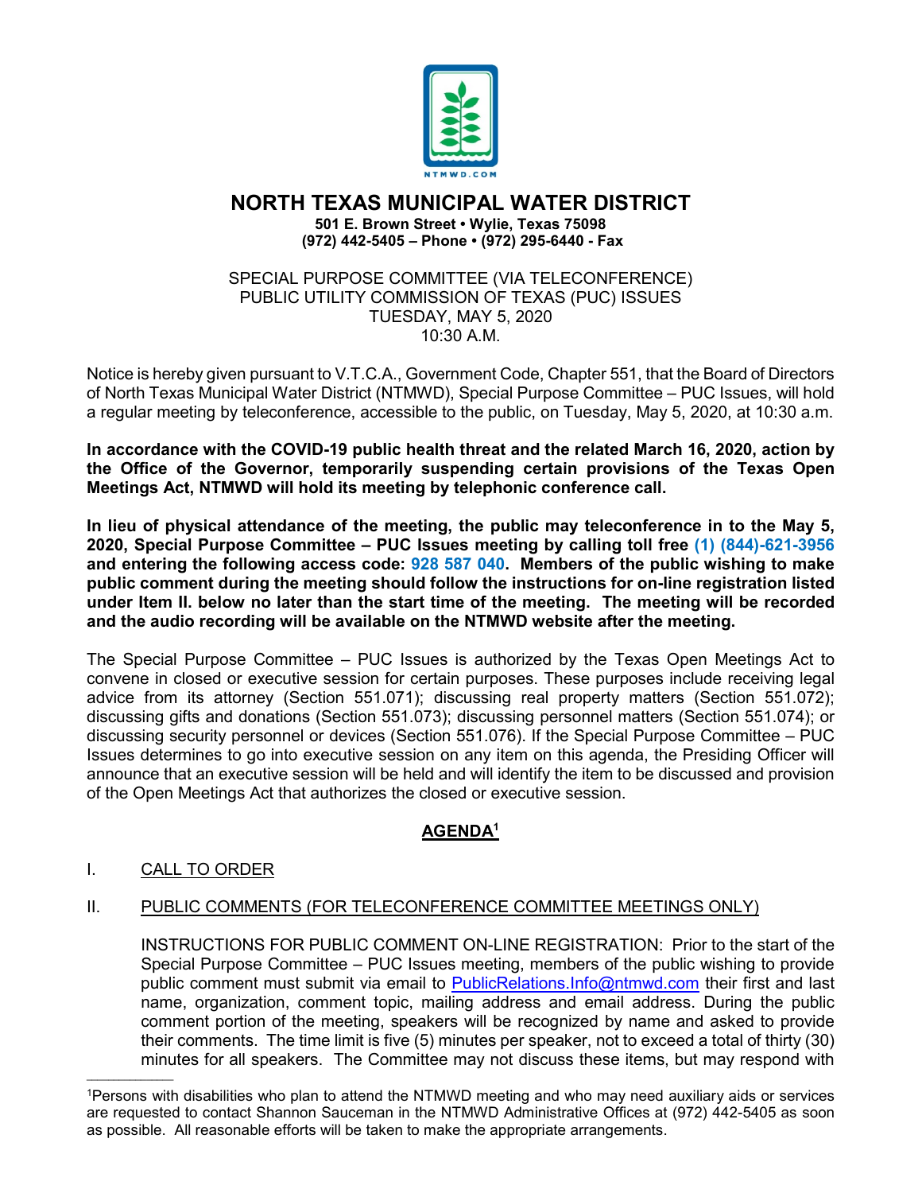# NORTH TEXAS MUNICIPAL WATER DISTRICT

**501 E. Brown Street • Wylie, Texas 75098**
**(972) 442-5405 – Phone • (972) 295-6440 - Fax**

SPECIAL PURPOSE COMMITTEE (VIA TELECONFERENCE)
PUBLIC UTILITY COMMISSION OF TEXAS (PUC) ISSUES
TUESDAY, MAY 5, 2020
10:30 A.M.

Notice is hereby given pursuant to V.T.C.A., Government Code, Chapter 551, that the Board of Directors of North Texas Municipal Water District (NTMWD), Special Purpose Committee – PUC Issues, will hold a regular meeting by teleconference, accessible to the public, on Tuesday, May 5, 2020, at 10:30 a.m.

**In accordance with the COVID-19 public health threat and the related March 16, 2020, action by the Office of the Governor, temporarily suspending certain provisions of the Texas Open Meetings Act, NTMWD will hold its meeting by telephonic conference call.**

**In lieu of physical attendance of the meeting, the public may teleconference in to the May 5, 2020, Special Purpose Committee – PUC Issues meeting by calling toll free (1) (844)-621-3956 and entering the following access code: 928 587 040. Members of the public wishing to make public comment during the meeting should follow the instructions for on-line registration listed under Item II. below no later than the start time of the meeting. The meeting will be recorded and the audio recording will be available on the NTMWD website after the meeting.**

The Special Purpose Committee – PUC Issues is authorized by the Texas Open Meetings Act to convene in closed or executive session for certain purposes. These purposes include receiving legal advice from its attorney (Section 551.071); discussing real property matters (Section 551.072); discussing gifts and donations (Section 551.073); discussing personnel matters (Section 551.074); or discussing security personnel or devices (Section 551.076). If the Special Purpose Committee – PUC Issues determines to go into executive session on any item on this agenda, the Presiding Officer will announce that an executive session will be held and will identify the item to be discussed and provision of the Open Meetings Act that authorizes the closed or executive session.

## AGENDA[1]

I. CALL TO ORDER

II. PUBLIC COMMENTS (FOR TELECONFERENCE COMMITTEE MEETINGS ONLY)

INSTRUCTIONS FOR PUBLIC COMMENT ON-LINE REGISTRATION: Prior to the start of the Special Purpose Committee – PUC Issues meeting, members of the public wishing to provide public comment must submit via email to PublicRelations.Info@ntmwd.com their first and last name, organization, comment topic, mailing address and email address. During the public comment portion of the meeting, speakers will be recognized by name and asked to provide their comments. The time limit is five (5) minutes per speaker, not to exceed a total of thirty (30) minutes for all speakers. The Committee may not discuss these items, but may respond with

---

[1]Persons with disabilities who plan to attend the NTMWD meeting and who may need auxiliary aids or services are requested to contact Shannon Sauceman in the NTMWD Administrative Offices at (972) 442-5405 as soon as possible. All reasonable efforts will be taken to make the appropriate arrangements.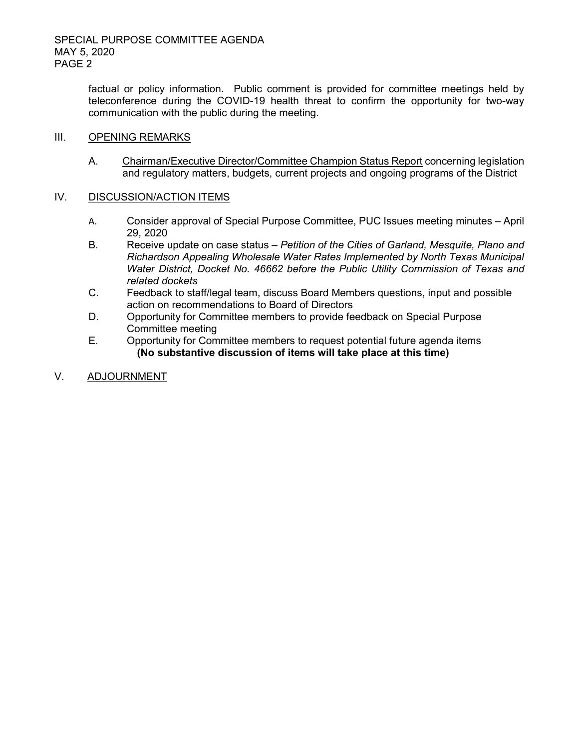factual or policy information. Public comment is provided for committee meetings held by teleconference during the COVID-19 health threat to confirm the opportunity for two-way communication with the public during the meeting.

## III. OPENING REMARKS

A. Chairman/Executive Director/Committee Champion Status Report concerning legislation and regulatory matters, budgets, current projects and ongoing programs of the District

## IV. DISCUSSION/ACTION ITEMS

A. Consider approval of Special Purpose Committee, PUC Issues meeting minutes – April 29, 2020

B. Receive update on case status – *Petition of the Cities of Garland, Mesquite, Plano and Richardson Appealing Wholesale Water Rates Implemented by North Texas Municipal Water District, Docket No. 46662 before the Public Utility Commission of Texas and related dockets*

C. Feedback to staff/legal team, discuss Board Members questions, input and possible action on recommendations to Board of Directors

D. Opportunity for Committee members to provide feedback on Special Purpose Committee meeting

E. Opportunity for Committee members to request potential future agenda items **(No substantive discussion of items will take place at this time)**

## V. ADJOURNMENT